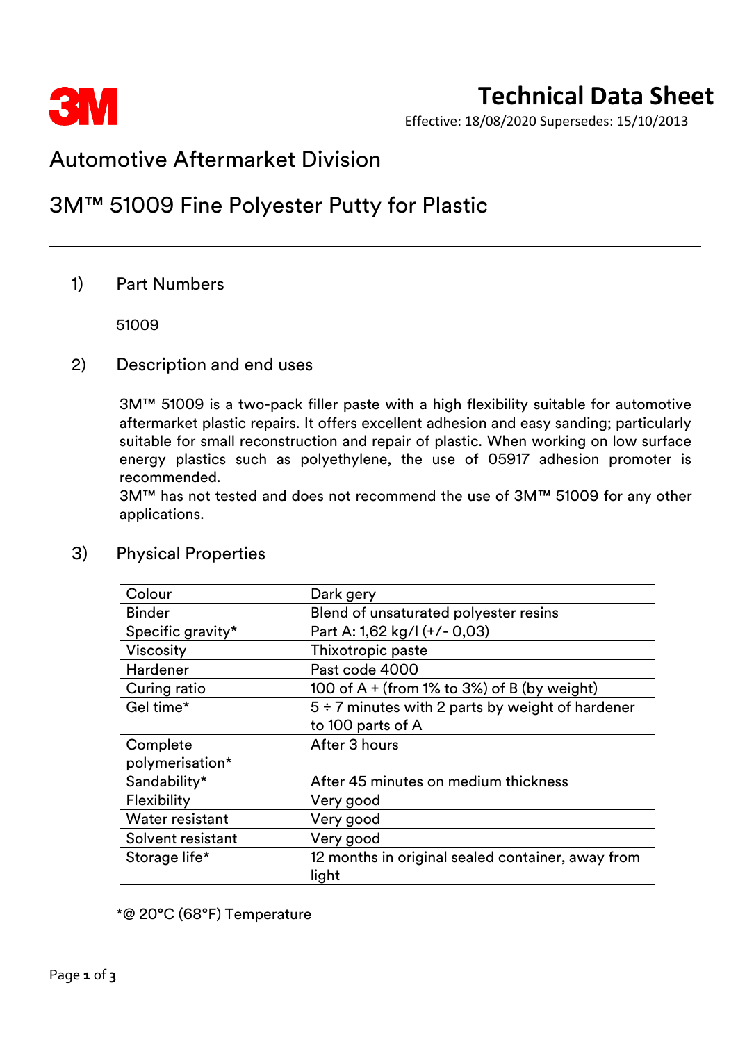3M

# Technical Data Sheet

Effective: 18/08/2020 Supersedes: 15/10/2013

## Automotive Aftermarket Division

## 3M™ 51009 Fine Polyester Putty for Plastic

---

### 1) Part Numbers

51009

### 2) Description and end uses

3M™ 51009 is a two-pack filler paste with a high flexibility suitable for automotive aftermarket plastic repairs. It offers excellent adhesion and easy sanding; particularly suitable for small reconstruction and repair of plastic. When working on low surface energy plastics such as polyethylene, the use of 05917 adhesion promoter is recommended.
3M™ has not tested and does not recommend the use of 3M™ 51009 for any other applications.

### 3) Physical Properties

| | |
|---|---|
| Colour | Dark gery |
| Binder | Blend of unsaturated polyester resins |
| Specific gravity* | Part A: 1,62 kg/l (+/- 0,03) |
| Viscosity | Thixotropic paste |
| Hardener | Past code 4000 |
| Curing ratio | 100 of A + (from 1% to 3%) of B (by weight) |
| Gel time* | 5 ÷ 7 minutes with 2 parts by weight of hardener to 100 parts of A |
| Complete polymerisation* | After 3 hours |
| Sandability* | After 45 minutes on medium thickness |
| Flexibility | Very good |
| Water resistant | Very good |
| Solvent resistant | Very good |
| Storage life* | 12 months in original sealed container, away from light |

*@ 20°C (68°F) Temperature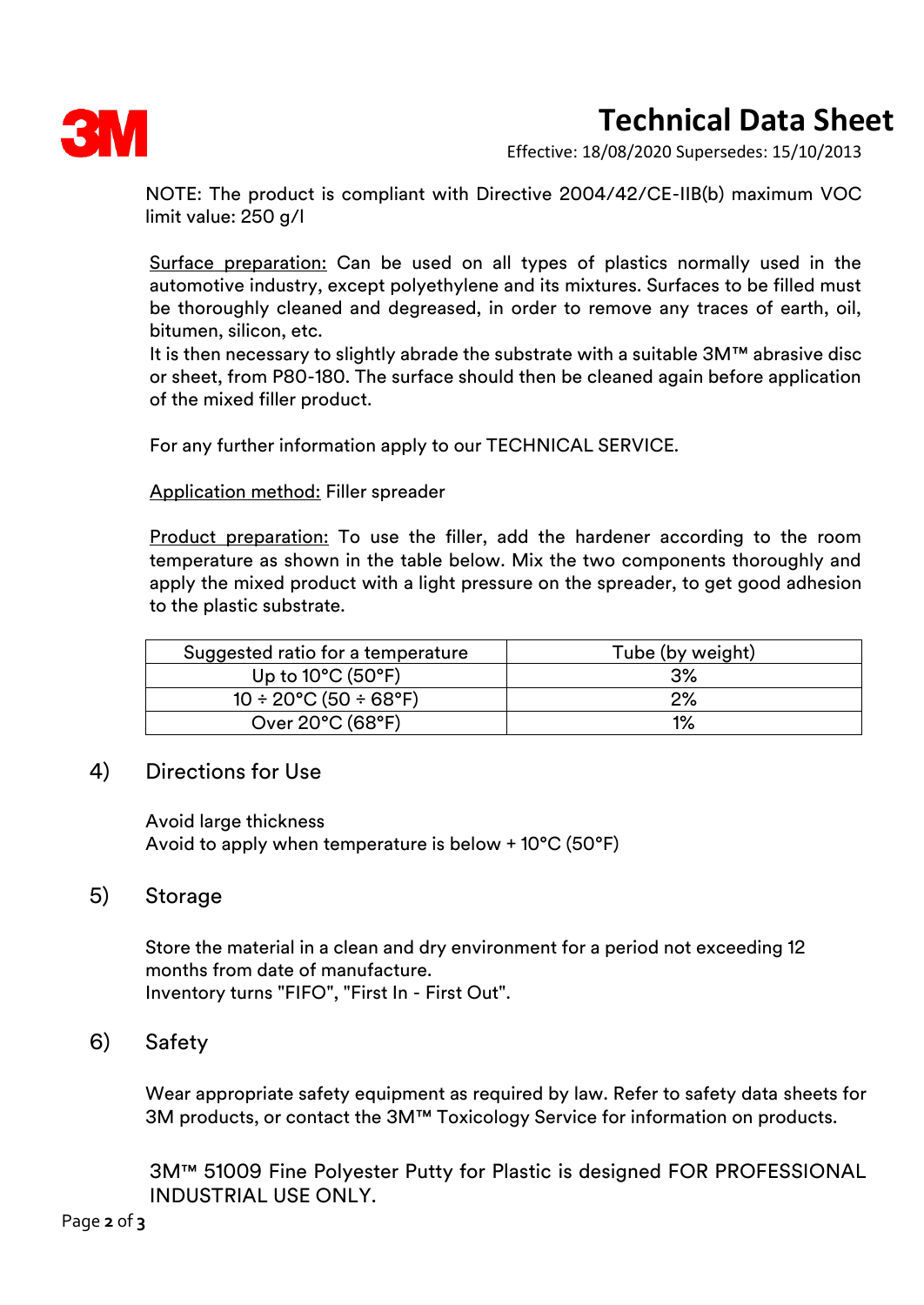NOTE: The product is compliant with Directive 2004/42/CE-IIB(b) maximum VOC limit value: 250 g/l

Surface preparation: Can be used on all types of plastics normally used in the automotive industry, except polyethylene and its mixtures. Surfaces to be filled must be thoroughly cleaned and degreased, in order to remove any traces of earth, oil, bitumen, silicon, etc.
It is then necessary to slightly abrade the substrate with a suitable 3M™ abrasive disc or sheet, from P80-180. The surface should then be cleaned again before application of the mixed filler product.

For any further information apply to our TECHNICAL SERVICE.

Application method: Filler spreader

Product preparation: To use the filler, add the hardener according to the room temperature as shown in the table below. Mix the two components thoroughly and apply the mixed product with a light pressure on the spreader, to get good adhesion to the plastic substrate.

| Suggested ratio for a temperature | Tube (by weight) |
|---|---|
| Up to 10°C (50°F) | 3% |
| 10 ÷ 20°C (50 ÷ 68°F) | 2% |
| Over 20°C (68°F) | 1% |

## 4) Directions for Use

Avoid large thickness
Avoid to apply when temperature is below + 10°C (50°F)

## 5) Storage

Store the material in a clean and dry environment for a period not exceeding 12 months from date of manufacture.
Inventory turns "FIFO", "First In - First Out".

## 6) Safety

Wear appropriate safety equipment as required by law. Refer to safety data sheets for 3M products, or contact the 3M™ Toxicology Service for information on products.

3M™ 51009 Fine Polyester Putty for Plastic is designed FOR PROFESSIONAL INDUSTRIAL USE ONLY.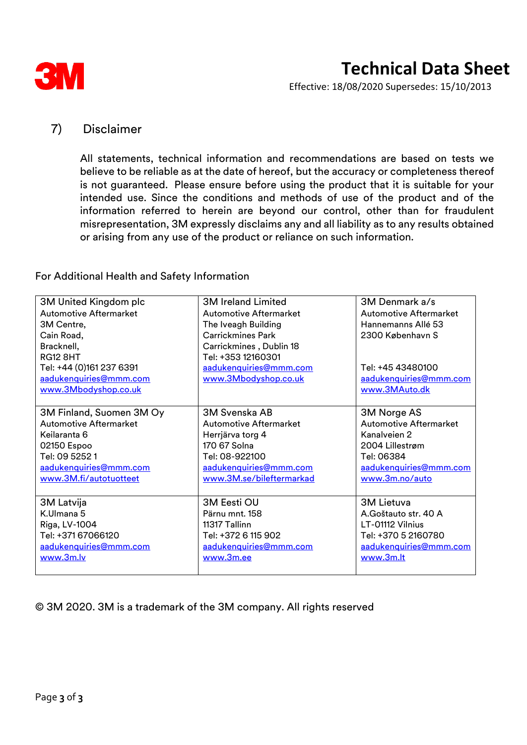# Technical Data Sheet

Effective: 18/08/2020 Supersedes: 15/10/2013

## 7) Disclaimer

All statements, technical information and recommendations are based on tests we believe to be reliable as at the date of hereof, but the accuracy or completeness thereof is not guaranteed. Please ensure before using the product that it is suitable for your intended use. Since the conditions and methods of use of the product and of the information referred to herein are beyond our control, other than for fraudulent misrepresentation, 3M expressly disclaims any and all liability as to any results obtained or arising from any use of the product or reliance on such information.

For Additional Health and Safety Information

| | | |
|---|---|---|
| 3M United Kingdom plc<br>Automotive Aftermarket<br>3M Centre,<br>Cain Road,<br>Bracknell,<br>RG12 8HT<br>Tel: +44 (0)161 237 6391<br>aadukenquiries@mmm.com<br>www.3Mbodyshop.co.uk | 3M Ireland Limited<br>Automotive Aftermarket<br>The Iveagh Building<br>Carrickmines Park<br>Carrickmines , Dublin 18<br>Tel: +353 12160301<br>aadukenquiries@mmm.com<br>www.3Mbodyshop.co.uk | 3M Denmark a/s<br>Automotive Aftermarket<br>Hannemanns Allé 53<br>2300 København S<br><br>Tel: +45 43480100<br>aadukenquiries@mmm.com<br>www.3MAuto.dk |
| 3M Finland, Suomen 3M Oy<br>Automotive Aftermarket<br>Keilaranta 6<br>02150 Espoo<br>Tel: 09 5252 1<br>aadukenquiries@mmm.com<br>www.3M.fi/autotuotteet | 3M Svenska AB<br>Automotive Aftermarket<br>Herrjärva torg 4<br>170 67 Solna<br>Tel: 08-922100<br>aadukenquiries@mmm.com<br>www.3M.se/bileftermarkad | 3M Norge AS<br>Automotive Aftermarket<br>Kanalveien 2<br>2004 Lillestrøm<br>Tel: 06384<br>aadukenquiries@mmm.com<br>www.3m.no/auto |
| 3M Latvija<br>K.Ulmana 5<br>Riga, LV-1004<br>Tel: +371 67066120<br>aadukenquiries@mmm.com<br>www.3m.lv | 3M Eesti OU<br>Pärnu mnt. 158<br>11317 Tallinn<br>Tel: +372 6 115 902<br>aadukenquiries@mmm.com<br>www.3m.ee | 3M Lietuva<br>A.Goštauto str. 40 A<br>LT-01112 Vilnius<br>Tel: +370 5 2160780<br>aadukenquiries@mmm.com<br>www.3m.lt |

© 3M 2020. 3M is a trademark of the 3M company. All rights reserved